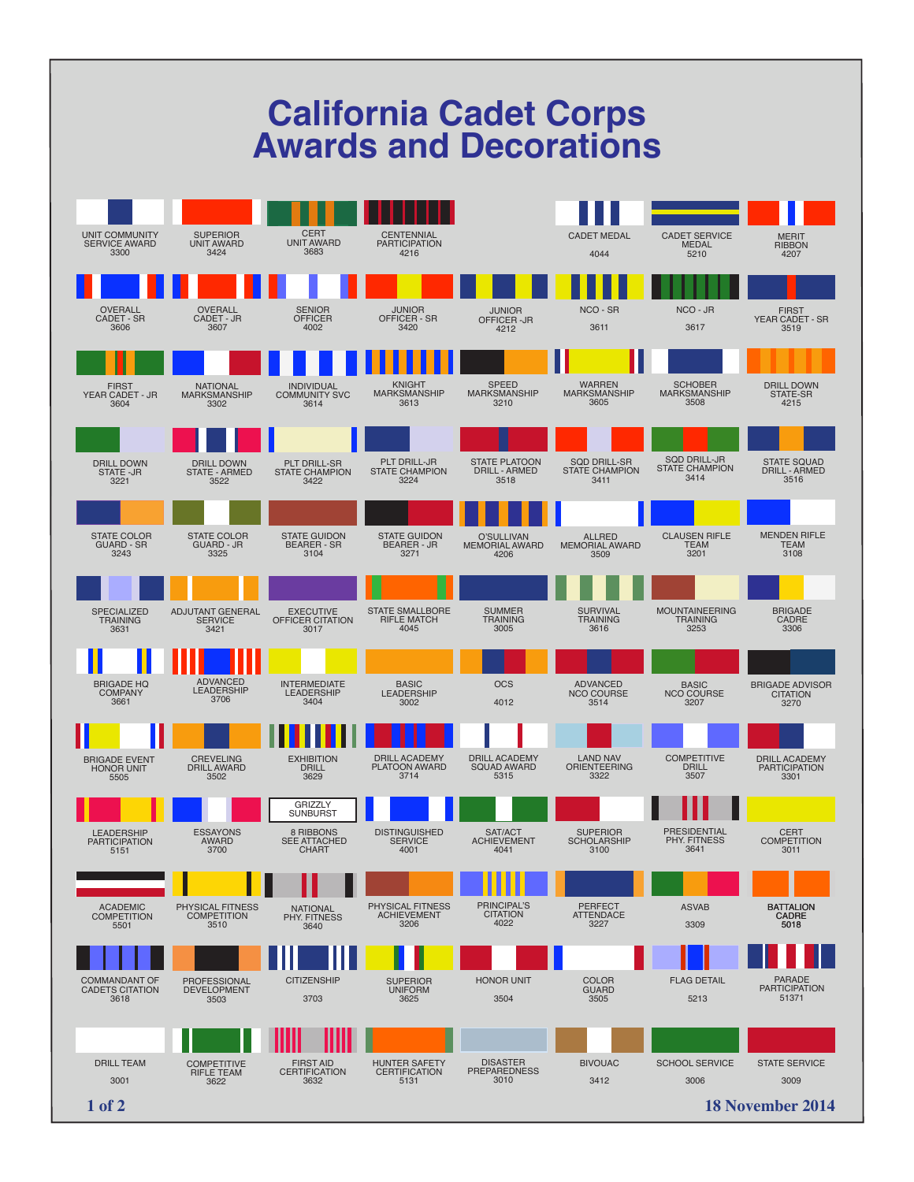# California Cadet Corps Awards and Decorations

| | | | | | | | |
|---|---|---|---|---|---|---|---|
| UNIT COMMUNITY SERVICE AWARD 3300 | SUPERIOR UNIT AWARD 3424 | CERT UNIT AWARD 3683 | CENTENNIAL PARTICIPATION 4216 | | CADET MEDAL 4044 | CADET SERVICE MEDAL 5210 | MERIT RIBBON 4207 |
| OVERALL CADET - SR 3606 | OVERALL CADET - JR 3607 | SENIOR OFFICER 4002 | JUNIOR OFFICER - SR 3420 | JUNIOR OFFICER -JR 4212 | NCO - SR 3611 | NCO - JR 3617 | FIRST YEAR CADET - SR 3519 |
| FIRST YEAR CADET - JR 3604 | NATIONAL MARKSMANSHIP 3302 | INDIVIDUAL COMMUNITY SVC 3614 | KNIGHT MARKSMANSHIP 3613 | SPEED MARKSMANSHIP 3210 | WARREN MARKSMANSHIP 3605 | SCHOBER MARKSMANSHIP 3508 | DRILL DOWN STATE-SR 4215 |
| DRILL DOWN STATE -JR 3221 | DRILL DOWN STATE - ARMED 3522 | PLT DRILL-SR STATE CHAMPION 3422 | PLT DRILL-JR STATE CHAMPION 3224 | STATE PLATOON DRILL - ARMED 3518 | SQD DRILL-SR STATE CHAMPION 3411 | SQD DRILL-JR STATE CHAMPION 3414 | STATE SQUAD DRILL - ARMED 3516 |
| STATE COLOR GUARD - SR 3243 | STATE COLOR GUARD - JR 3325 | STATE GUIDON BEARER - SR 3104 | STATE GUIDON BEARER - JR 3271 | O'SULLIVAN MEMORIAL AWARD 4206 | ALLRED MEMORIAL AWARD 3509 | CLAUSEN RIFLE TEAM 3201 | MENDEN RIFLE TEAM 3108 |
| SPECIALIZED TRAINING 3631 | ADJUTANT GENERAL SERVICE 3421 | EXECUTIVE OFFICER CITATION 3017 | STATE SMALLBORE RIFLE MATCH 4045 | SUMMER TRAINING 3005 | SURVIVAL TRAINING 3616 | MOUNTAINEERING TRAINING 3253 | BRIGADE CADRE 3306 |
| BRIGADE HQ COMPANY 3661 | ADVANCED LEADERSHIP 3706 | INTERMEDIATE LEADERSHIP 3404 | BASIC LEADERSHIP 3002 | OCS 4012 | ADVANCED NCO COURSE 3514 | BASIC NCO COURSE 3207 | BRIGADE ADVISOR CITATION 3270 |
| BRIGADE EVENT HONOR UNIT 5505 | CREVELING DRILL AWARD 3502 | EXHIBITION DRILL 3629 | DRILL ACADEMY PLATOON AWARD 3714 | DRILL ACADEMY SQUAD AWARD 5315 | LAND NAV ORIENTEERING 3322 | COMPETITIVE DRILL 3507 | DRILL ACADEMY PARTICIPATION 3301 |
| LEADERSHIP PARTICIPATION 5151 | ESSAYONS AWARD 3700 | GRIZZLY SUNBURST 8 RIBBONS SEE ATTACHED CHART | DISTINGUISHED SERVICE 4001 | SAT/ACT ACHIEVEMENT 4041 | SUPERIOR SCHOLARSHIP 3100 | PRESIDENTIAL PHY. FITNESS 3641 | CERT COMPETITION 3011 |
| ACADEMIC COMPETITION 5501 | PHYSICAL FITNESS COMPETITION 3510 | NATIONAL PHY. FITNESS 3640 | PHYSICAL FITNESS ACHIEVEMENT 3206 | PRINCIPAL'S CITATION 4022 | PERFECT ATTENDANCE 3227 | ASVAB 3309 | **BATTALION CADRE 5018** |
| COMMANDANT OF CADETS CITATION 3618 | PROFESSIONAL DEVELOPMENT 3503 | CITIZENSHIP 3703 | SUPERIOR UNIFORM 3625 | HONOR UNIT 3504 | COLOR GUARD 3505 | FLAG DETAIL 5213 | PARADE PARTICIPATION 51371 |
| DRILL TEAM 3001 | COMPETITIVE RIFLE TEAM 3622 | FIRST AID CERTIFICATION 3632 | HUNTER SAFETY CERTIFICATION 5131 | DISASTER PREPAREDNESS 3010 | BIVOUAC 3412 | SCHOOL SERVICE 3006 | STATE SERVICE 3009 |

18 November 2014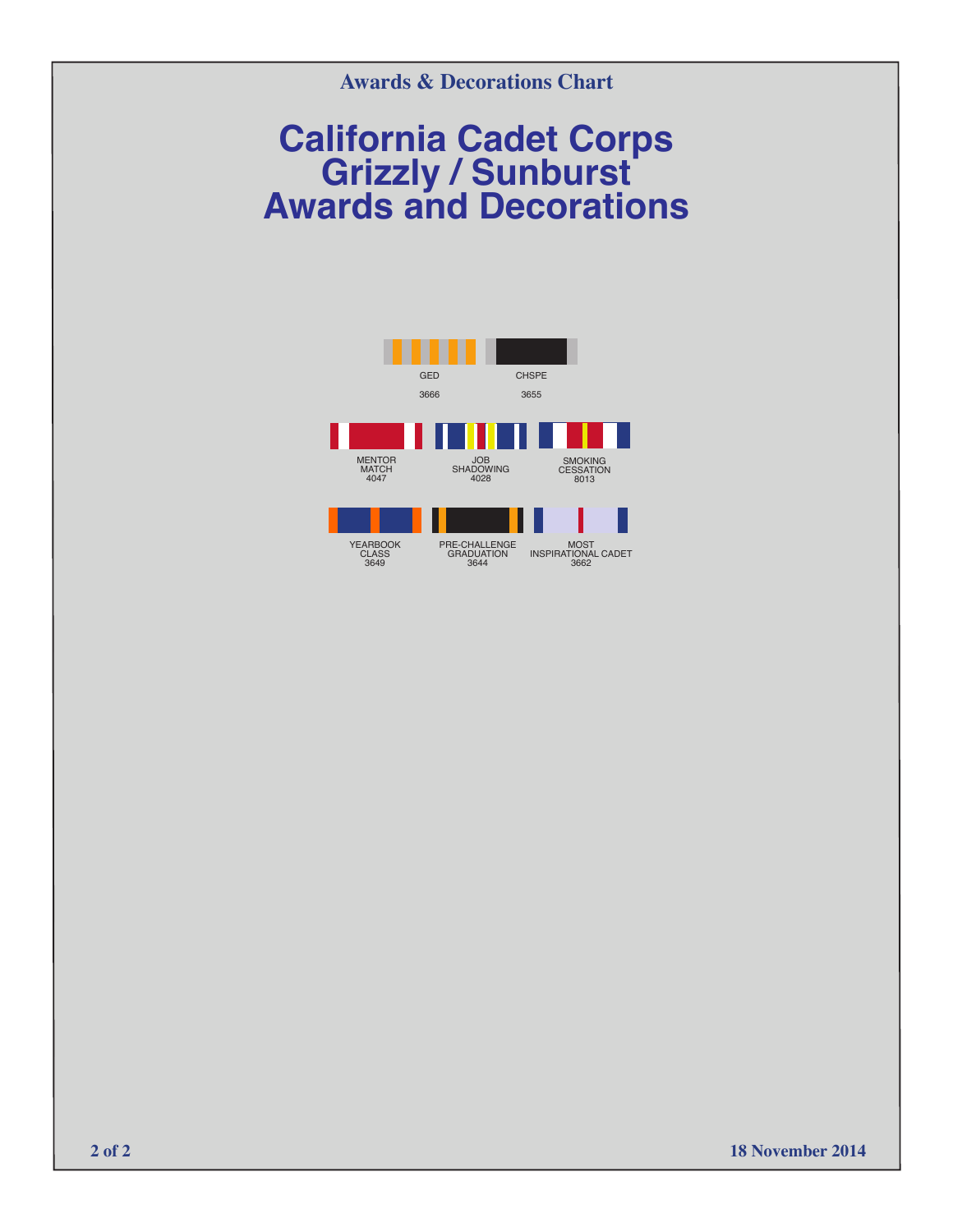**Awards & Decorations Chart**

# California Cadet Corps
# Grizzly / Sunburst
# Awards and Decorations

GED
3666

CHSPE
3655

MENTOR
MATCH
4047

JOB
SHADOWING
4028

SMOKING
CESSATION
8013

YEARBOOK
CLASS
3649

PRE-CHALLENGE
GRADUATION
3644

MOST
INSPIRATIONAL CADET
3662

18 November 2014